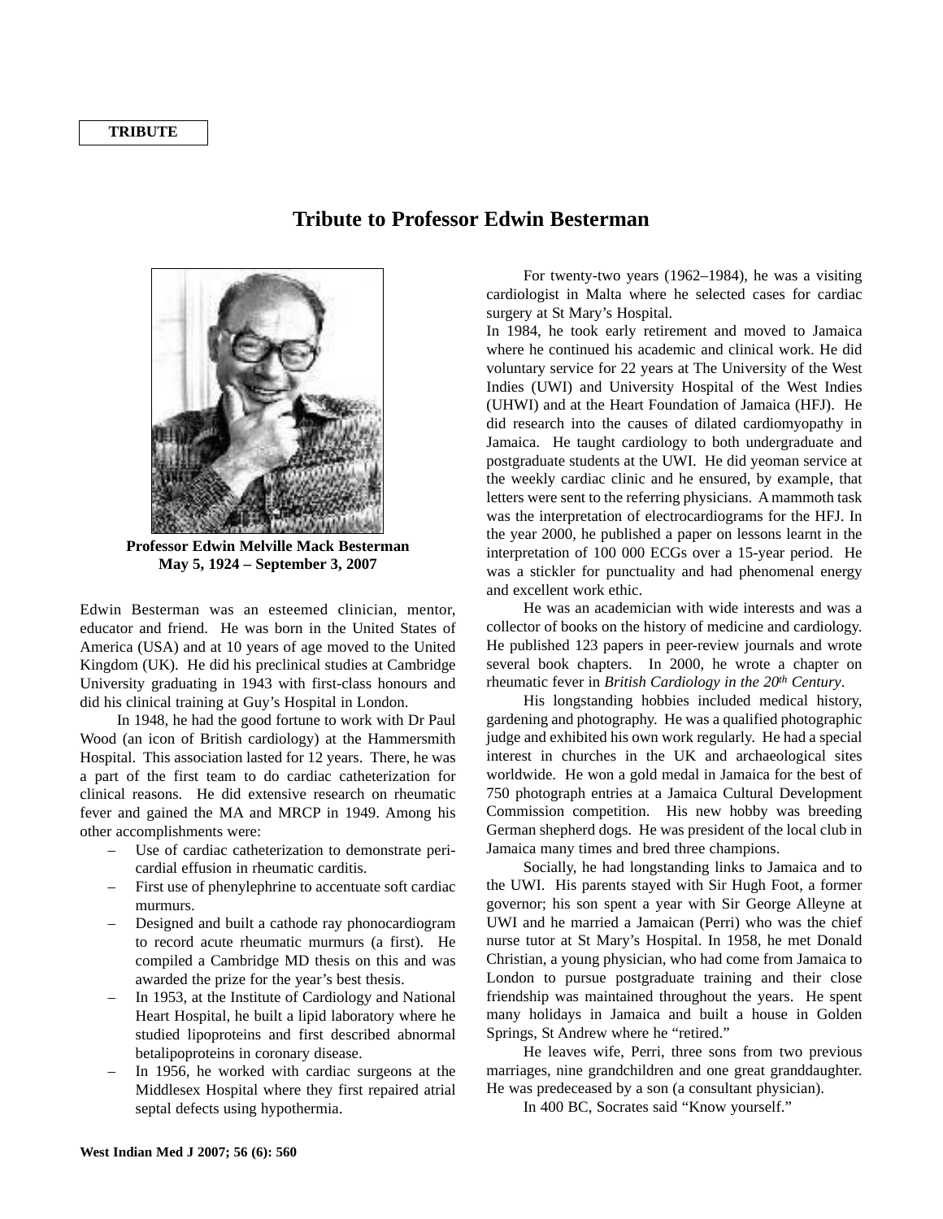TRIBUTE

# Tribute to Professor Edwin Besterman

**Professor Edwin Melville Mack Besterman**
**May 5, 1924 – September 3, 2007**

Edwin Besterman was an esteemed clinician, mentor, educator and friend. He was born in the United States of America (USA) and at 10 years of age moved to the United Kingdom (UK). He did his preclinical studies at Cambridge University graduating in 1943 with first-class honours and did his clinical training at Guy's Hospital in London.

In 1948, he had the good fortune to work with Dr Paul Wood (an icon of British cardiology) at the Hammersmith Hospital. This association lasted for 12 years. There, he was a part of the first team to do cardiac catheterization for clinical reasons. He did extensive research on rheumatic fever and gained the MA and MRCP in 1949. Among his other accomplishments were:

- Use of cardiac catheterization to demonstrate pericardial effusion in rheumatic carditis.
- First use of phenylephrine to accentuate soft cardiac murmurs.
- Designed and built a cathode ray phonocardiogram to record acute rheumatic murmurs (a first). He compiled a Cambridge MD thesis on this and was awarded the prize for the year's best thesis.
- In 1953, at the Institute of Cardiology and National Heart Hospital, he built a lipid laboratory where he studied lipoproteins and first described abnormal betalipoproteins in coronary disease.
- In 1956, he worked with cardiac surgeons at the Middlesex Hospital where they first repaired atrial septal defects using hypothermia.

For twenty-two years (1962–1984), he was a visiting cardiologist in Malta where he selected cases for cardiac surgery at St Mary's Hospital.

In 1984, he took early retirement and moved to Jamaica where he continued his academic and clinical work. He did voluntary service for 22 years at The University of the West Indies (UWI) and University Hospital of the West Indies (UHWI) and at the Heart Foundation of Jamaica (HFJ). He did research into the causes of dilated cardiomyopathy in Jamaica. He taught cardiology to both undergraduate and postgraduate students at the UWI. He did yeoman service at the weekly cardiac clinic and he ensured, by example, that letters were sent to the referring physicians. A mammoth task was the interpretation of electrocardiograms for the HFJ. In the year 2000, he published a paper on lessons learnt in the interpretation of 100 000 ECGs over a 15-year period. He was a stickler for punctuality and had phenomenal energy and excellent work ethic.

He was an academician with wide interests and was a collector of books on the history of medicine and cardiology. He published 123 papers in peer-review journals and wrote several book chapters. In 2000, he wrote a chapter on rheumatic fever in *British Cardiology in the 20th Century*.

His longstanding hobbies included medical history, gardening and photography. He was a qualified photographic judge and exhibited his own work regularly. He had a special interest in churches in the UK and archaeological sites worldwide. He won a gold medal in Jamaica for the best of 750 photograph entries at a Jamaica Cultural Development Commission competition. His new hobby was breeding German shepherd dogs. He was president of the local club in Jamaica many times and bred three champions.

Socially, he had longstanding links to Jamaica and to the UWI. His parents stayed with Sir Hugh Foot, a former governor; his son spent a year with Sir George Alleyne at UWI and he married a Jamaican (Perri) who was the chief nurse tutor at St Mary's Hospital. In 1958, he met Donald Christian, a young physician, who had come from Jamaica to London to pursue postgraduate training and their close friendship was maintained throughout the years. He spent many holidays in Jamaica and built a house in Golden Springs, St Andrew where he "retired."

He leaves wife, Perri, three sons from two previous marriages, nine grandchildren and one great granddaughter. He was predeceased by a son (a consultant physician).

In 400 BC, Socrates said "Know yourself."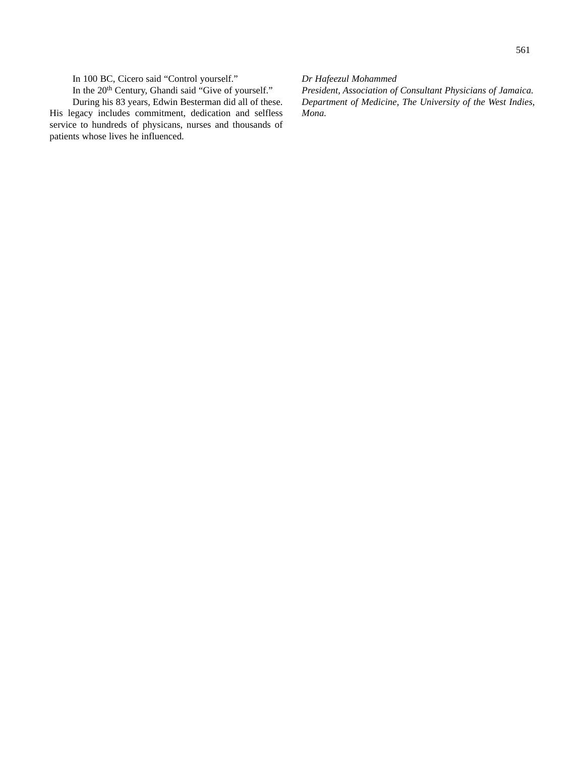In 100 BC, Cicero said "Control yourself."

In the 20th Century, Ghandi said "Give of yourself."

During his 83 years, Edwin Besterman did all of these. His legacy includes commitment, dedication and selfless service to hundreds of physicans, nurses and thousands of patients whose lives he influenced.

*Dr Hafeezul Mohammed*
*President, Association of Consultant Physicians of Jamaica.*
*Department of Medicine, The University of the West Indies, Mona.*